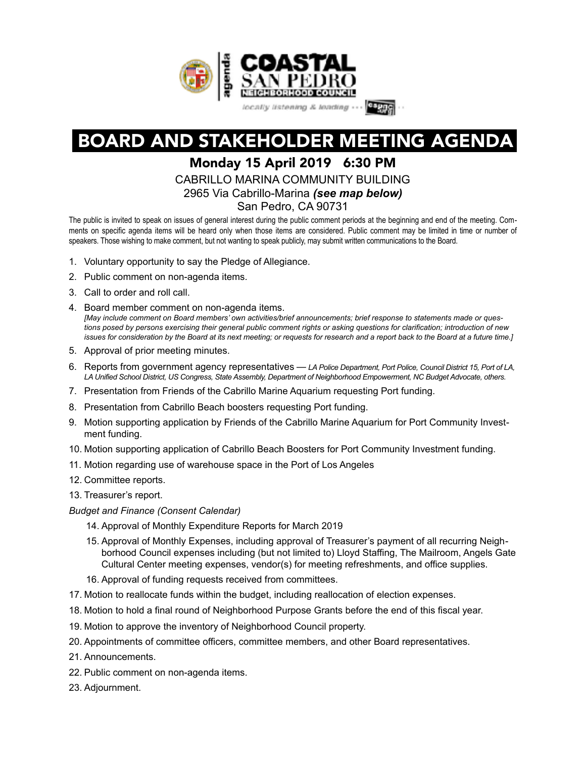agenda

COASTAL SAN PEDRO NEIGHBORHOOD COUNCIL

locally listening & leading ··· cspnc.org

# BOARD AND STAKEHOLDER MEETING AGENDA

## Monday 15 April 2019 6:30 PM

CABRILLO MARINA COMMUNITY BUILDING
2965 Via Cabrillo-Marina ***(see map below)***
San Pedro, CA 90731

The public is invited to speak on issues of general interest during the public comment periods at the beginning and end of the meeting. Comments on specific agenda items will be heard only when those items are considered. Public comment may be limited in time or number of speakers. Those wishing to make comment, but not wanting to speak publicly, may submit written communications to the Board.

1. Voluntary opportunity to say the Pledge of Allegiance.
2. Public comment on non-agenda items.
3. Call to order and roll call.
4. Board member comment on non-agenda items.
   *[May include comment on Board members' own activities/brief announcements; brief response to statements made or questions posed by persons exercising their general public comment rights or asking questions for clarification; introduction of new issues for consideration by the Board at its next meeting; or requests for research and a report back to the Board at a future time.]*
5. Approval of prior meeting minutes.
6. Reports from government agency representatives — *LA Police Department, Port Police, Council District 15, Port of LA, LA Unified School District, US Congress, State Assembly, Department of Neighborhood Empowerment, NC Budget Advocate, others.*
7. Presentation from Friends of the Cabrillo Marine Aquarium requesting Port funding.
8. Presentation from Cabrillo Beach boosters requesting Port funding.
9. Motion supporting application by Friends of the Cabrillo Marine Aquarium for Port Community Investment funding.
10. Motion supporting application of Cabrillo Beach Boosters for Port Community Investment funding.
11. Motion regarding use of warehouse space in the Port of Los Angeles
12. Committee reports.
13. Treasurer's report.

*Budget and Finance (Consent Calendar)*

14. Approval of Monthly Expenditure Reports for March 2019
15. Approval of Monthly Expenses, including approval of Treasurer's payment of all recurring Neighborhood Council expenses including (but not limited to) Lloyd Staffing, The Mailroom, Angels Gate Cultural Center meeting expenses, vendor(s) for meeting refreshments, and office supplies.
16. Approval of funding requests received from committees.
17. Motion to reallocate funds within the budget, including reallocation of election expenses.
18. Motion to hold a final round of Neighborhood Purpose Grants before the end of this fiscal year.
19. Motion to approve the inventory of Neighborhood Council property.
20. Appointments of committee officers, committee members, and other Board representatives.
21. Announcements.
22. Public comment on non-agenda items.
23. Adjournment.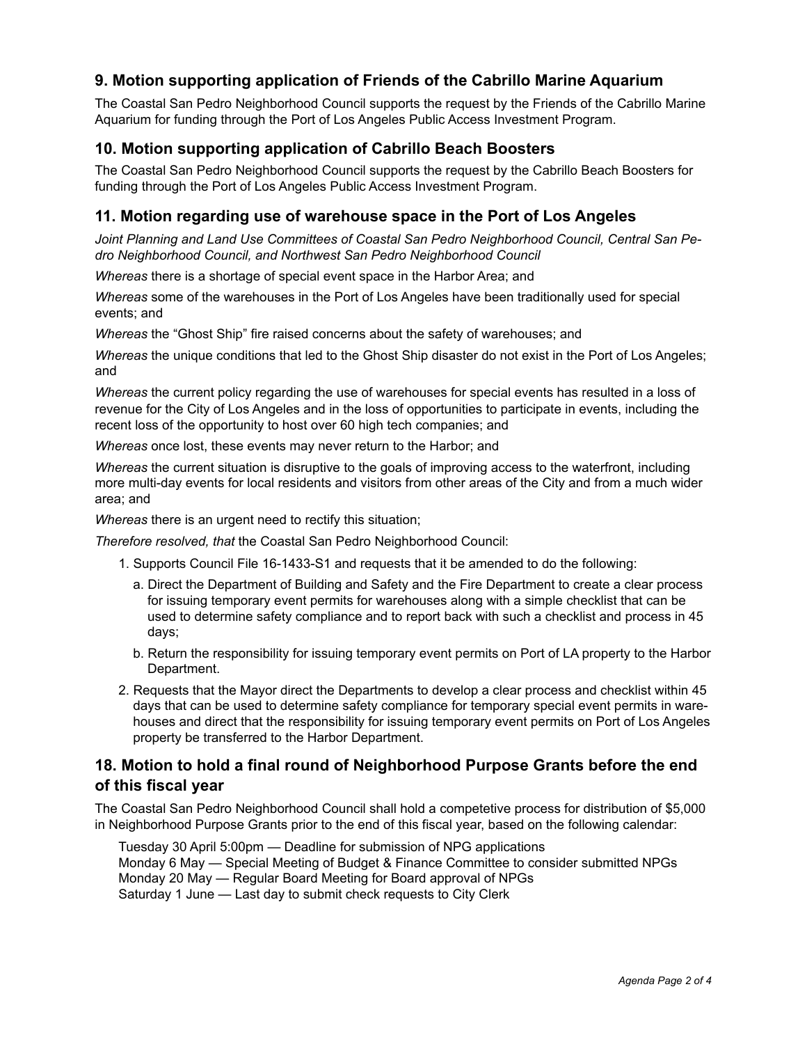## 9. Motion supporting application of Friends of the Cabrillo Marine Aquarium

The Coastal San Pedro Neighborhood Council supports the request by the Friends of the Cabrillo Marine Aquarium for funding through the Port of Los Angeles Public Access Investment Program.

## 10. Motion supporting application of Cabrillo Beach Boosters

The Coastal San Pedro Neighborhood Council supports the request by the Cabrillo Beach Boosters for funding through the Port of Los Angeles Public Access Investment Program.

## 11. Motion regarding use of warehouse space in the Port of Los Angeles

*Joint Planning and Land Use Committees of Coastal San Pedro Neighborhood Council, Central San Pedro Neighborhood Council, and Northwest San Pedro Neighborhood Council*

*Whereas* there is a shortage of special event space in the Harbor Area; and

*Whereas* some of the warehouses in the Port of Los Angeles have been traditionally used for special events; and

*Whereas* the "Ghost Ship" fire raised concerns about the safety of warehouses; and

*Whereas* the unique conditions that led to the Ghost Ship disaster do not exist in the Port of Los Angeles; and

*Whereas* the current policy regarding the use of warehouses for special events has resulted in a loss of revenue for the City of Los Angeles and in the loss of opportunities to participate in events, including the recent loss of the opportunity to host over 60 high tech companies; and

*Whereas* once lost, these events may never return to the Harbor; and

*Whereas* the current situation is disruptive to the goals of improving access to the waterfront, including more multi-day events for local residents and visitors from other areas of the City and from a much wider area; and

*Whereas* there is an urgent need to rectify this situation;

*Therefore resolved, that* the Coastal San Pedro Neighborhood Council:

1. Supports Council File 16-1433-S1 and requests that it be amended to do the following:
   a. Direct the Department of Building and Safety and the Fire Department to create a clear process for issuing temporary event permits for warehouses along with a simple checklist that can be used to determine safety compliance and to report back with such a checklist and process in 45 days;
   b. Return the responsibility for issuing temporary event permits on Port of LA property to the Harbor Department.
2. Requests that the Mayor direct the Departments to develop a clear process and checklist within 45 days that can be used to determine safety compliance for temporary special event permits in warehouses and direct that the responsibility for issuing temporary event permits on Port of Los Angeles property be transferred to the Harbor Department.

## 18. Motion to hold a final round of Neighborhood Purpose Grants before the end of this fiscal year

The Coastal San Pedro Neighborhood Council shall hold a competetive process for distribution of $5,000 in Neighborhood Purpose Grants prior to the end of this fiscal year, based on the following calendar:

Tuesday 30 April 5:00pm — Deadline for submission of NPG applications
Monday 6 May — Special Meeting of Budget & Finance Committee to consider submitted NPGs
Monday 20 May — Regular Board Meeting for Board approval of NPGs
Saturday 1 June — Last day to submit check requests to City Clerk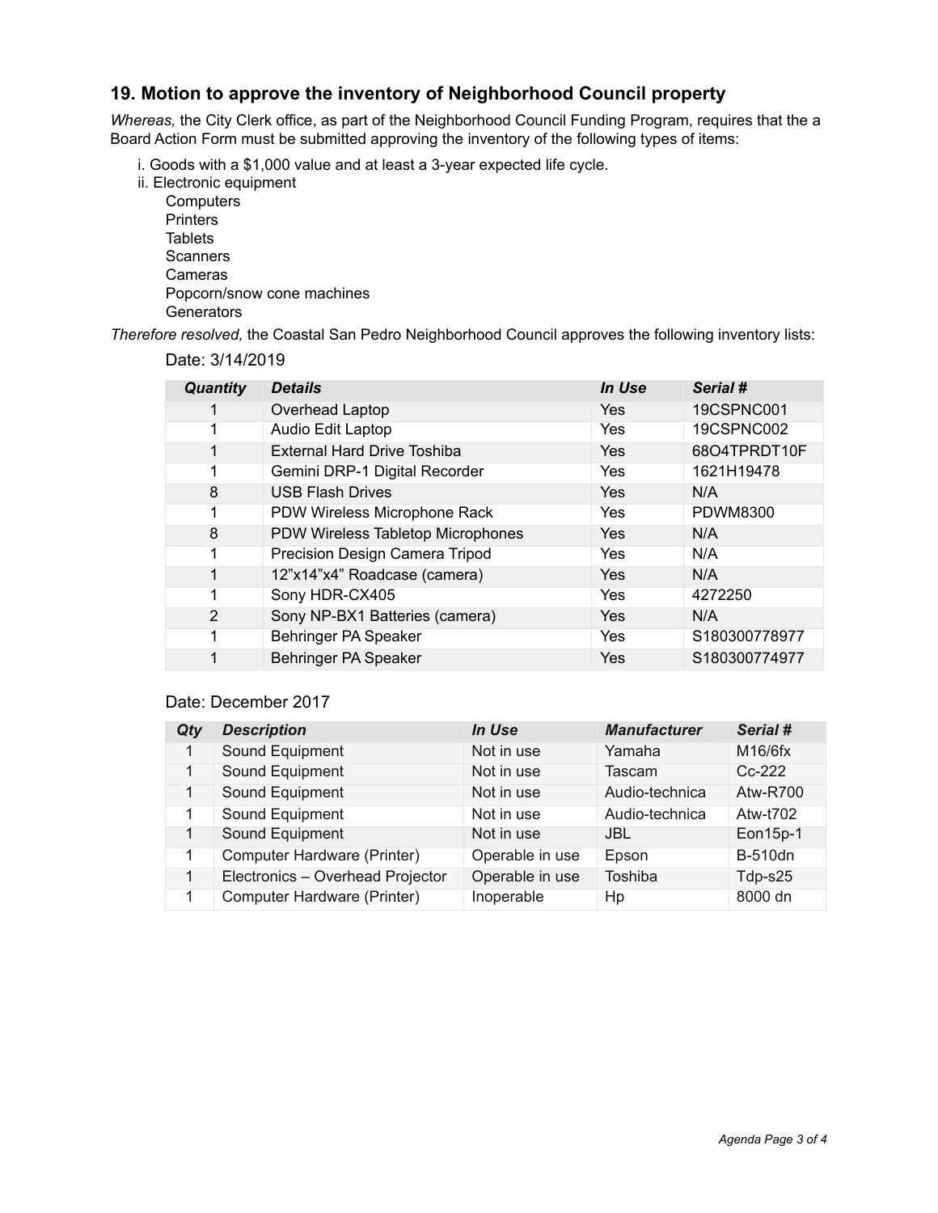## 19. Motion to approve the inventory of Neighborhood Council property

*Whereas,* the City Clerk office, as part of the Neighborhood Council Funding Program, requires that the a Board Action Form must be submitted approving the inventory of the following types of items:

i. Goods with a $1,000 value and at least a 3-year expected life cycle.
ii. Electronic equipment
   - Computers
   - Printers
   - Tablets
   - Scanners
   - Cameras
   - Popcorn/snow cone machines
   - Generators

*Therefore resolved,* the Coastal San Pedro Neighborhood Council approves the following inventory lists:

Date: 3/14/2019

| *Quantity* | *Details* | *In Use* | *Serial #* |
|---|---|---|---|
| 1 | Overhead Laptop | Yes | 19CSPNC001 |
| 1 | Audio Edit Laptop | Yes | 19CSPNC002 |
| 1 | External Hard Drive Toshiba | Yes | 68O4TPRDT10F |
| 1 | Gemini DRP-1 Digital Recorder | Yes | 1621H19478 |
| 8 | USB Flash Drives | Yes | N/A |
| 1 | PDW Wireless Microphone Rack | Yes | PDWM8300 |
| 8 | PDW Wireless Tabletop Microphones | Yes | N/A |
| 1 | Precision Design Camera Tripod | Yes | N/A |
| 1 | 12"x14"x4" Roadcase (camera) | Yes | N/A |
| 1 | Sony HDR-CX405 | Yes | 4272250 |
| 2 | Sony NP-BX1 Batteries (camera) | Yes | N/A |
| 1 | Behringer PA Speaker | Yes | S180300778977 |
| 1 | Behringer PA Speaker | Yes | S180300774977 |

Date: December 2017

| *Qty* | *Description* | *In Use* | *Manufacturer* | *Serial #* |
|---|---|---|---|---|
| 1 | Sound Equipment | Not in use | Yamaha | M16/6fx |
| 1 | Sound Equipment | Not in use | Tascam | Cc-222 |
| 1 | Sound Equipment | Not in use | Audio-technica | Atw-R700 |
| 1 | Sound Equipment | Not in use | Audio-technica | Atw-t702 |
| 1 | Sound Equipment | Not in use | JBL | Eon15p-1 |
| 1 | Computer Hardware (Printer) | Operable in use | Epson | B-510dn |
| 1 | Electronics – Overhead Projector | Operable in use | Toshiba | Tdp-s25 |
| 1 | Computer Hardware (Printer) | Inoperable | Hp | 8000 dn |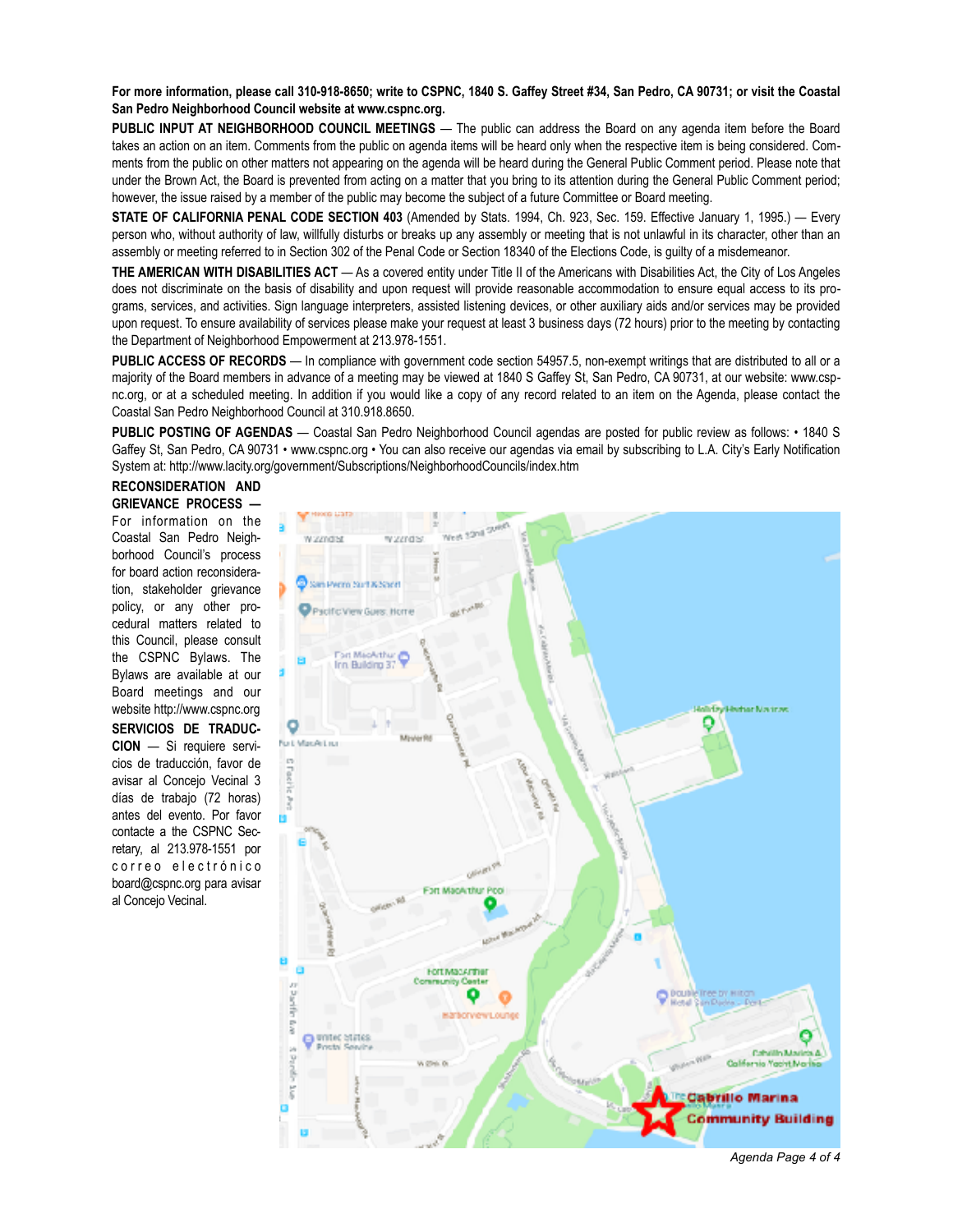**For more information, please call 310-918-8650; write to CSPNC, 1840 S. Gaffey Street #34, San Pedro, CA 90731; or visit the Coastal San Pedro Neighborhood Council website at www.cspnc.org.**

**PUBLIC INPUT AT NEIGHBORHOOD COUNCIL MEETINGS** — The public can address the Board on any agenda item before the Board takes an action on an item. Comments from the public on agenda items will be heard only when the respective item is being considered. Comments from the public on other matters not appearing on the agenda will be heard during the General Public Comment period. Please note that under the Brown Act, the Board is prevented from acting on a matter that you bring to its attention during the General Public Comment period; however, the issue raised by a member of the public may become the subject of a future Committee or Board meeting.

**STATE OF CALIFORNIA PENAL CODE SECTION 403** (Amended by Stats. 1994, Ch. 923, Sec. 159. Effective January 1, 1995.) — Every person who, without authority of law, willfully disturbs or breaks up any assembly or meeting that is not unlawful in its character, other than an assembly or meeting referred to in Section 302 of the Penal Code or Section 18340 of the Elections Code, is guilty of a misdemeanor.

**THE AMERICAN WITH DISABILITIES ACT** — As a covered entity under Title II of the Americans with Disabilities Act, the City of Los Angeles does not discriminate on the basis of disability and upon request will provide reasonable accommodation to ensure equal access to its programs, services, and activities. Sign language interpreters, assisted listening devices, or other auxiliary aids and/or services may be provided upon request. To ensure availability of services please make your request at least 3 business days (72 hours) prior to the meeting by contacting the Department of Neighborhood Empowerment at 213.978-1551.

**PUBLIC ACCESS OF RECORDS** — In compliance with government code section 54957.5, non-exempt writings that are distributed to all or a majority of the Board members in advance of a meeting may be viewed at 1840 S Gaffey St, San Pedro, CA 90731, at our website: www.cspnc.org, or at a scheduled meeting. In addition if you would like a copy of any record related to an item on the Agenda, please contact the Coastal San Pedro Neighborhood Council at 310.918.8650.

**PUBLIC POSTING OF AGENDAS** — Coastal San Pedro Neighborhood Council agendas are posted for public review as follows: • 1840 S Gaffey St, San Pedro, CA 90731 • www.cspnc.org • You can also receive our agendas via email by subscribing to L.A. City's Early Notification System at: http://www.lacity.org/government/Subscriptions/NeighborhoodCouncils/index.htm

**RECONSIDERATION AND GRIEVANCE PROCESS** — For information on the Coastal San Pedro Neighborhood Council's process for board action reconsideration, stakeholder grievance policy, or any other procedural matters related to this Council, please consult the CSPNC Bylaws. The Bylaws are available at our Board meetings and our website http://www.cspnc.org

**SERVICIOS DE TRADUCCION** — Si requiere servicios de traducción, favor de avisar al Concejo Vecinal 3 días de trabajo (72 horas) antes del evento. Por favor contacte a the CSPNC Secretary, al 213.978-1551 por correo electrónico board@cspnc.org para avisar al Concejo Vecinal.

Cabrillo Marina Community Building